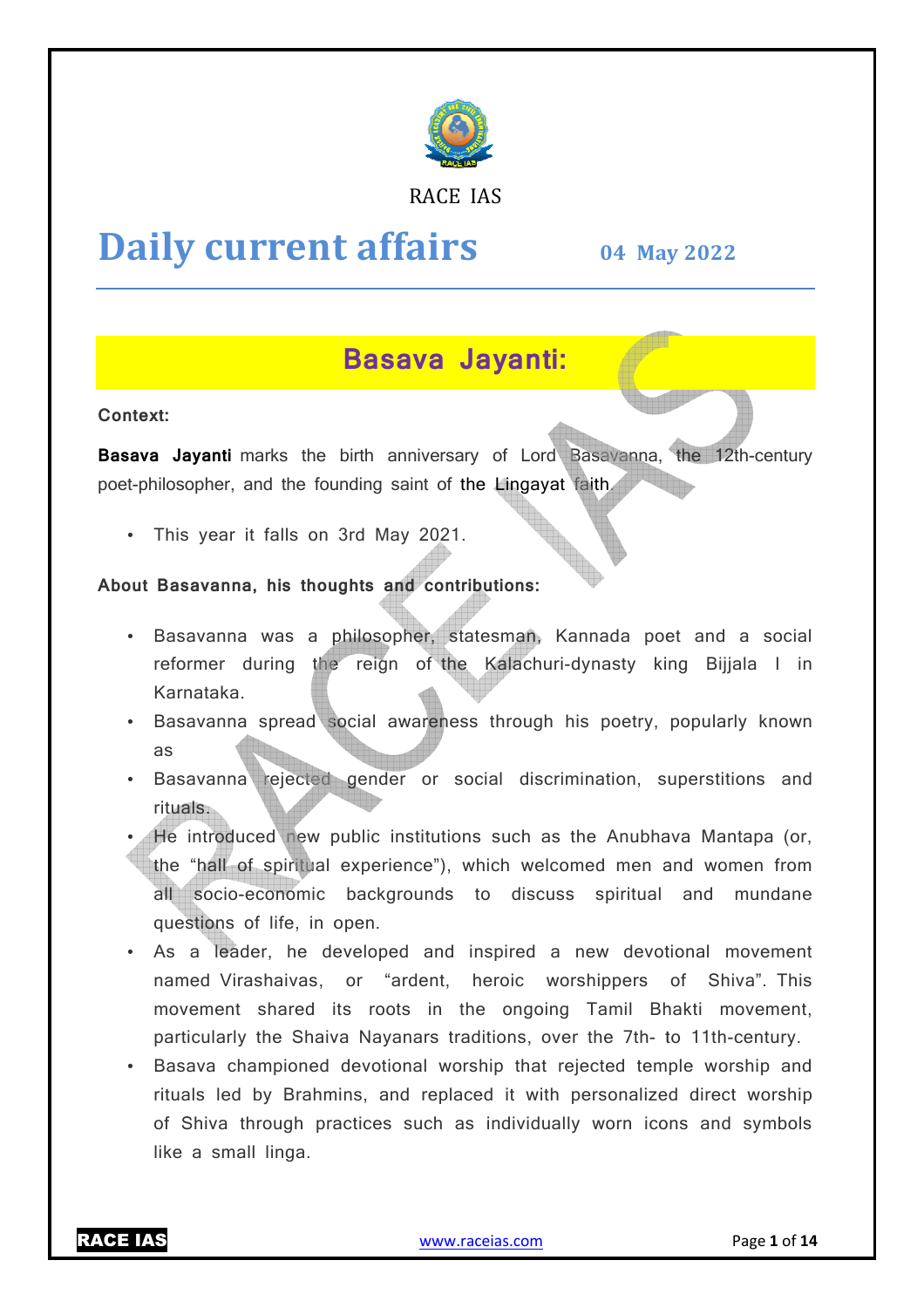RACE IAS

# Daily current affairs

**04 May 2022**

## Basava Jayanti:

**Context:**

**Basava Jayanti** marks the birth anniversary of Lord Basavanna, the 12th-century poet-philosopher, and the founding saint of the Lingayat faith.

- This year it falls on 3rd May 2021.

**About Basavanna, his thoughts and contributions:**

- Basavanna was a philosopher, statesman, Kannada poet and a social reformer during the reign of the Kalachuri-dynasty king Bijjala I in Karnataka.
- Basavanna spread social awareness through his poetry, popularly known as
- Basavanna rejected gender or social discrimination, superstitions and rituals.
- He introduced new public institutions such as the Anubhava Mantapa (or, the "hall of spiritual experience"), which welcomed men and women from all socio-economic backgrounds to discuss spiritual and mundane questions of life, in open.
- As a leader, he developed and inspired a new devotional movement named Virashaivas, or "ardent, heroic worshippers of Shiva". This movement shared its roots in the ongoing Tamil Bhakti movement, particularly the Shaiva Nayanars traditions, over the 7th- to 11th-century.
- Basava championed devotional worship that rejected temple worship and rituals led by Brahmins, and replaced it with personalized direct worship of Shiva through practices such as individually worn icons and symbols like a small linga.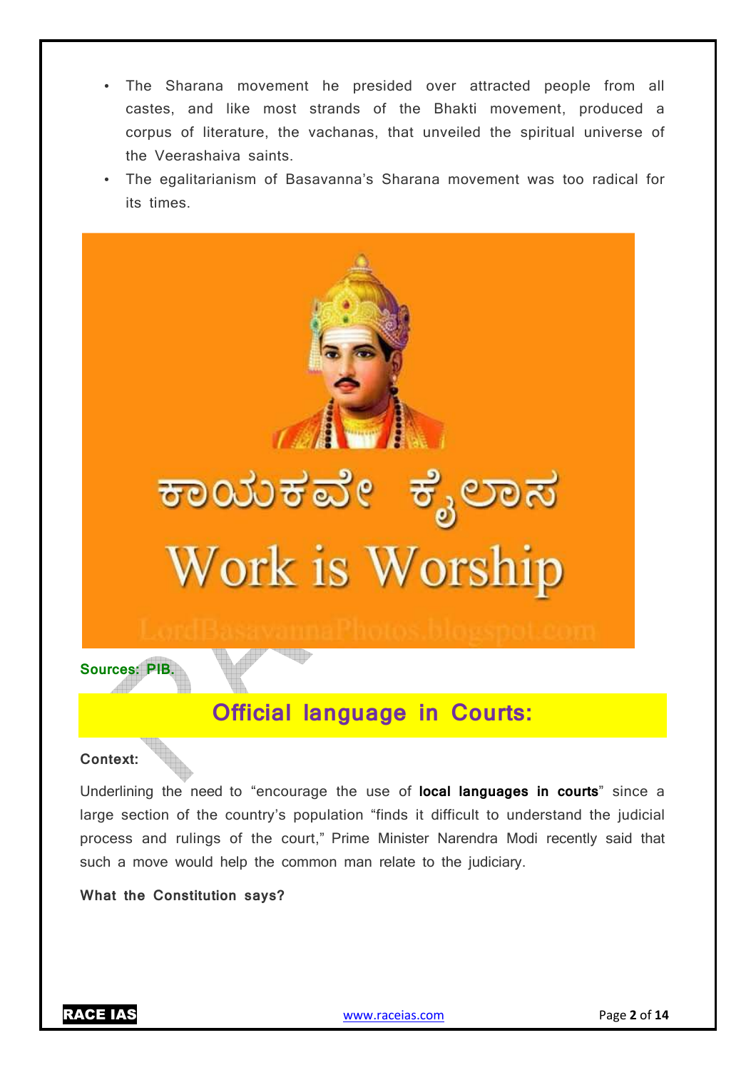- The Sharana movement he presided over attracted people from all castes, and like most strands of the Bhakti movement, produced a corpus of literature, the vachanas, that unveiled the spiritual universe of the Veerashaiva saints.
- The egalitarianism of Basavanna's Sharana movement was too radical for its times.

ಕಾಯಕವೇ ಕೈಲಾಸ

Work is Worship

**Sources: PIB.**

## Official language in Courts:

**Context:**

Underlining the need to "encourage the use of **local languages in courts**" since a large section of the country's population "finds it difficult to understand the judicial process and rulings of the court," Prime Minister Narendra Modi recently said that such a move would help the common man relate to the judiciary.

**What the Constitution says?**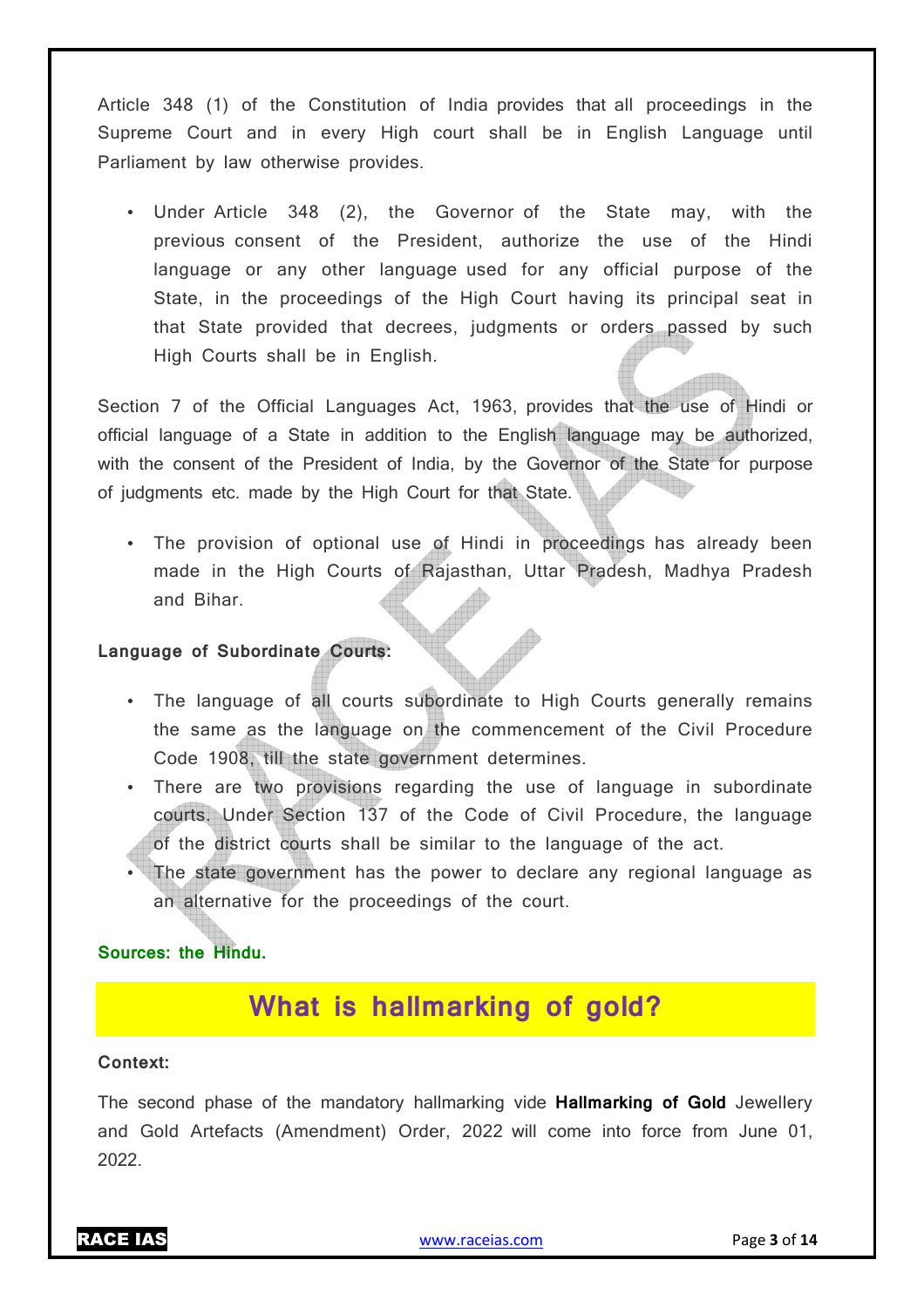Article 348 (1) of the Constitution of India provides that all proceedings in the Supreme Court and in every High court shall be in English Language until Parliament by law otherwise provides.

- Under Article 348 (2), the Governor of the State may, with the previous consent of the President, authorize the use of the Hindi language or any other language used for any official purpose of the State, in the proceedings of the High Court having its principal seat in that State provided that decrees, judgments or orders passed by such High Courts shall be in English.

Section 7 of the Official Languages Act, 1963, provides that the use of Hindi or official language of a State in addition to the English language may be authorized, with the consent of the President of India, by the Governor of the State for purpose of judgments etc. made by the High Court for that State.

- The provision of optional use of Hindi in proceedings has already been made in the High Courts of Rajasthan, Uttar Pradesh, Madhya Pradesh and Bihar.

**Language of Subordinate Courts:**

- The language of all courts subordinate to High Courts generally remains the same as the language on the commencement of the Civil Procedure Code 1908, till the state government determines.
- There are two provisions regarding the use of language in subordinate courts. Under Section 137 of the Code of Civil Procedure, the language of the district courts shall be similar to the language of the act.
- The state government has the power to declare any regional language as an alternative for the proceedings of the court.

**Sources: the Hindu.**

## What is hallmarking of gold?

**Context:**

The second phase of the mandatory hallmarking vide **Hallmarking of Gold** Jewellery and Gold Artefacts (Amendment) Order, 2022 will come into force from June 01, 2022.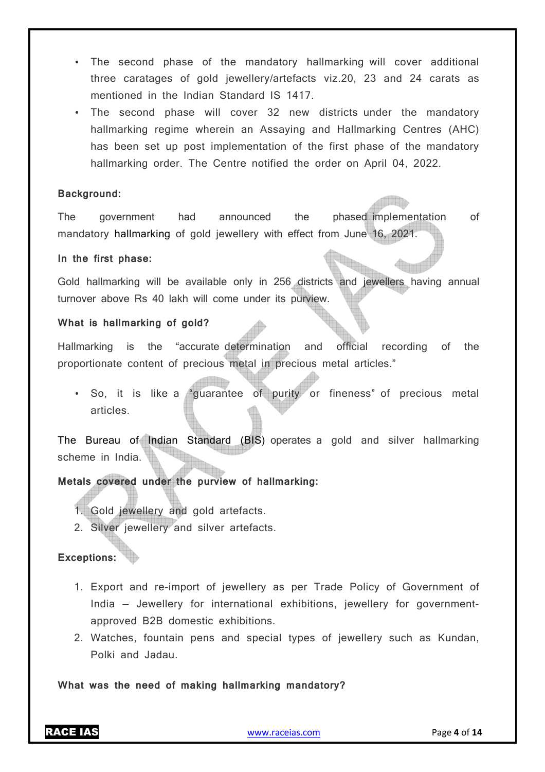- The second phase of the mandatory hallmarking will cover additional three caratages of gold jewellery/artefacts viz.20, 23 and 24 carats as mentioned in the Indian Standard IS 1417.
- The second phase will cover 32 new districts under the mandatory hallmarking regime wherein an Assaying and Hallmarking Centres (AHC) has been set up post implementation of the first phase of the mandatory hallmarking order. The Centre notified the order on April 04, 2022.

**Background:**

The government had announced the phased implementation of mandatory hallmarking of gold jewellery with effect from June 16, 2021.

**In the first phase:**

Gold hallmarking will be available only in 256 districts and jewellers having annual turnover above Rs 40 lakh will come under its purview.

**What is hallmarking of gold?**

Hallmarking is the "accurate determination and official recording of the proportionate content of precious metal in precious metal articles."

- So, it is like a "guarantee of purity or fineness" of precious metal articles.

The Bureau of Indian Standard (BIS) operates a gold and silver hallmarking scheme in India.

**Metals covered under the purview of hallmarking:**

1. Gold jewellery and gold artefacts.
2. Silver jewellery and silver artefacts.

**Exceptions:**

1. Export and re-import of jewellery as per Trade Policy of Government of India – Jewellery for international exhibitions, jewellery for government-approved B2B domestic exhibitions.
2. Watches, fountain pens and special types of jewellery such as Kundan, Polki and Jadau.

**What was the need of making hallmarking mandatory?**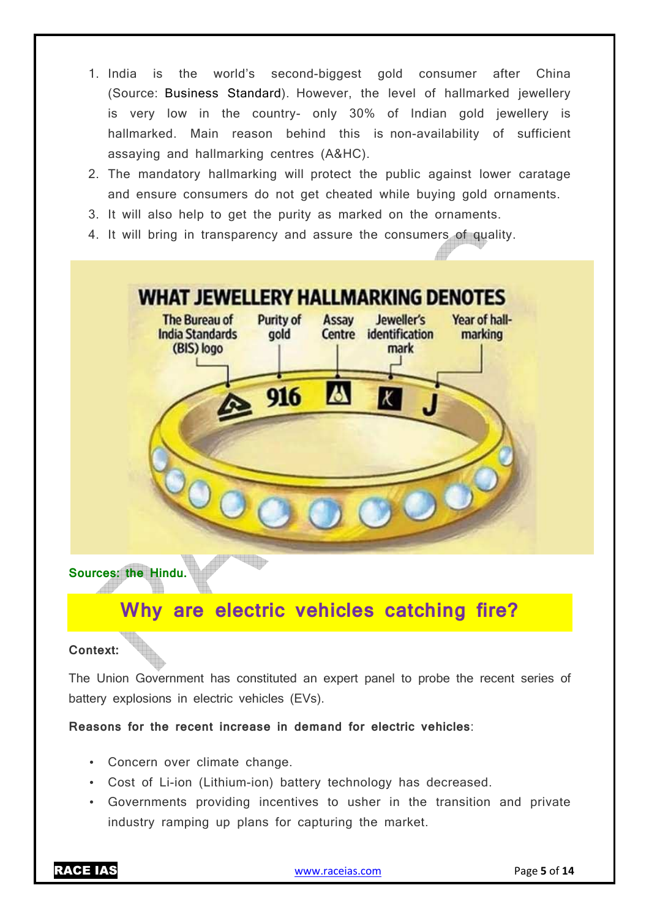1. India is the world's second-biggest gold consumer after China (Source: Business Standard). However, the level of hallmarked jewellery is very low in the country- only 30% of Indian gold jewellery is hallmarked. Main reason behind this is non-availability of sufficient assaying and hallmarking centres (A&HC).
2. The mandatory hallmarking will protect the public against lower caratage and ensure consumers do not get cheated while buying gold ornaments.
3. It will also help to get the purity as marked on the ornaments.
4. It will bring in transparency and assure the consumers of quality.

WHAT JEWELLERY HALLMARKING DENOTES

The Bureau of India Standards (BIS) logo

Purity of gold

Assay Centre

Jeweller's identification mark

Year of hall-marking

916

J

**Sources: the Hindu.**

## Why are electric vehicles catching fire?

**Context:**

The Union Government has constituted an expert panel to probe the recent series of battery explosions in electric vehicles (EVs).

**Reasons for the recent increase in demand for electric vehicles**:

- Concern over climate change.
- Cost of Li-ion (Lithium-ion) battery technology has decreased.
- Governments providing incentives to usher in the transition and private industry ramping up plans for capturing the market.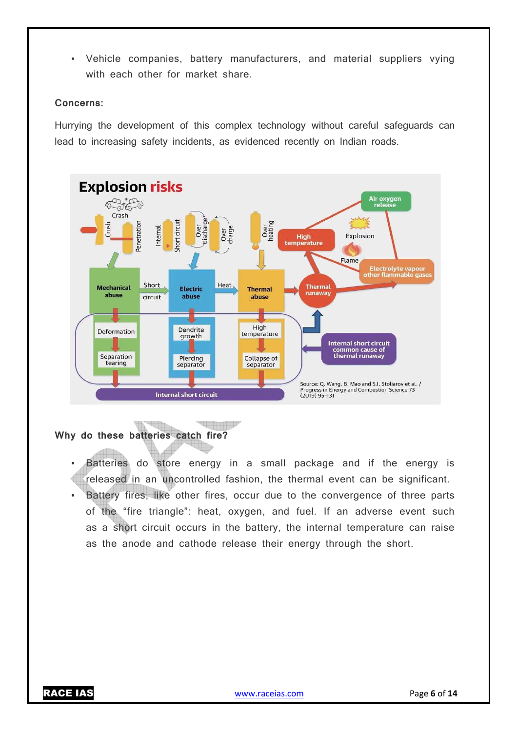- Vehicle companies, battery manufacturers, and material suppliers vying with each other for market share.

**Concerns:**

Hurrying the development of this complex technology without careful safeguards can lead to increasing safety incidents, as evidenced recently on Indian roads.

Explosion risks

Crash
Crush
Penetration
Internal
Short circuit
Over discharge
Over charge
Over heating
High temperature
Air oxygen release
Explosion
Flame
Electrolyte vapour other flammable gases
Mechanical abuse
Short circuit
Electric abuse
Heat
Thermal abuse
Thermal runaway
Deformation
Separation tearing
Dendrite growth
Piercing separator
High temperature
Collapse of separator
Internal short circuit common cause of thermal runaway
Internal short circuit

Source: Q. Wang, B. Mao and S.I. Stoliarov et al. / Progress in Energy and Combustion Science 73 (2019) 95-131

**Why do these batteries catch fire?**

- Batteries do store energy in a small package and if the energy is released in an uncontrolled fashion, the thermal event can be significant.
- Battery fires, like other fires, occur due to the convergence of three parts of the "fire triangle": heat, oxygen, and fuel. If an adverse event such as a short circuit occurs in the battery, the internal temperature can raise as the anode and cathode release their energy through the short.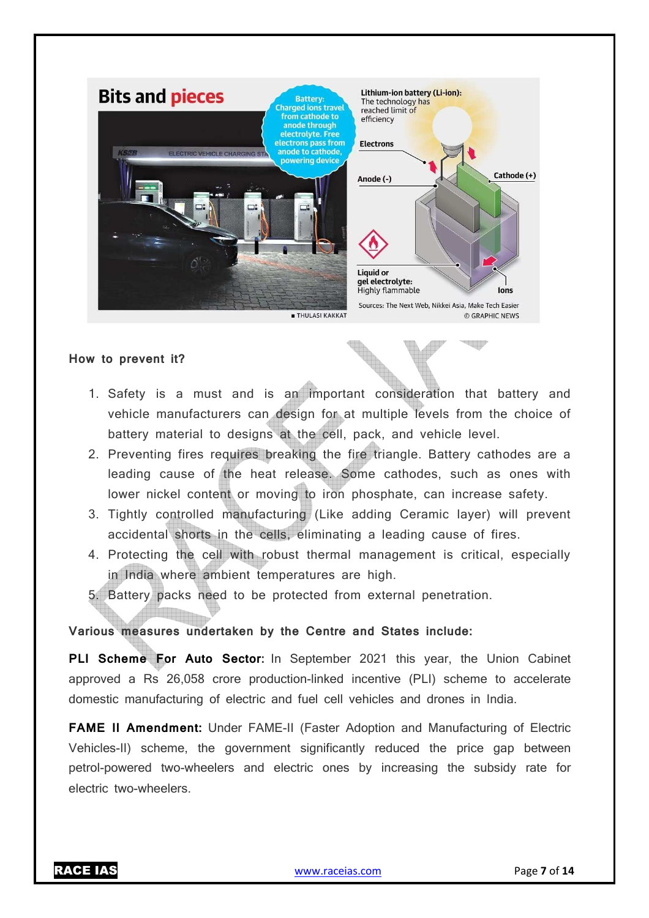Bits and pieces

Battery: Charged ions travel from cathode to anode through electrolyte. Free electrons pass from anode to cathode, powering device

Lithium-ion battery (Li-ion): The technology has reached limit of efficiency

Electrons

Anode (-)

Cathode (+)

Liquid or gel electrolyte: Highly flammable

Ions

Sources: The Next Web, Nikkei Asia, Make Tech Easier

© GRAPHIC NEWS

THULASI KAKKAT

**How to prevent it?**

1. Safety is a must and is an important consideration that battery and vehicle manufacturers can design for at multiple levels from the choice of battery material to designs at the cell, pack, and vehicle level.
2. Preventing fires requires breaking the fire triangle. Battery cathodes are a leading cause of the heat release. Some cathodes, such as ones with lower nickel content or moving to iron phosphate, can increase safety.
3. Tightly controlled manufacturing (Like adding Ceramic layer) will prevent accidental shorts in the cells, eliminating a leading cause of fires.
4. Protecting the cell with robust thermal management is critical, especially in India where ambient temperatures are high.
5. Battery packs need to be protected from external penetration.

**Various measures undertaken by the Centre and States include:**

**PLI Scheme For Auto Sector:** In September 2021 this year, the Union Cabinet approved a Rs 26,058 crore production-linked incentive (PLI) scheme to accelerate domestic manufacturing of electric and fuel cell vehicles and drones in India.

**FAME II Amendment:** Under FAME-II (Faster Adoption and Manufacturing of Electric Vehicles-II) scheme, the government significantly reduced the price gap between petrol-powered two-wheelers and electric ones by increasing the subsidy rate for electric two-wheelers.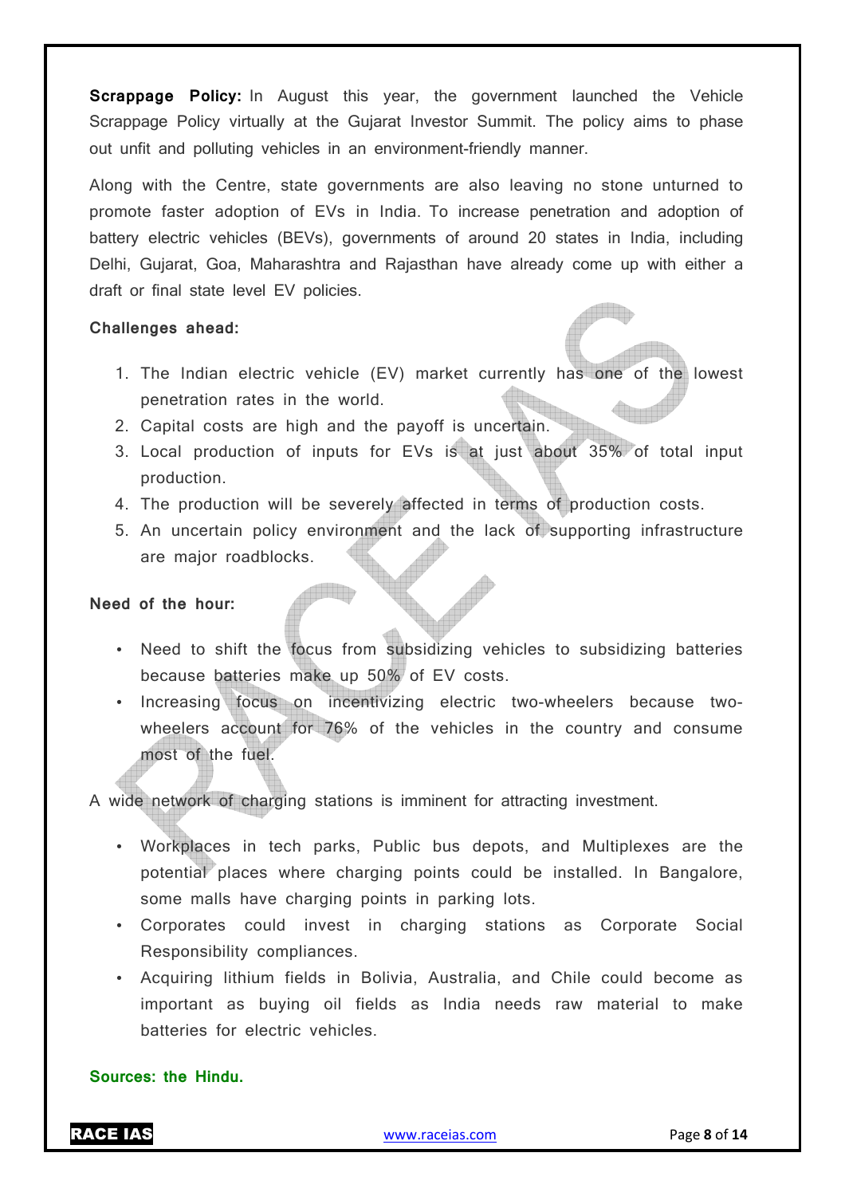**Scrappage Policy:** In August this year, the government launched the Vehicle Scrappage Policy virtually at the Gujarat Investor Summit. The policy aims to phase out unfit and polluting vehicles in an environment-friendly manner.

Along with the Centre, state governments are also leaving no stone unturned to promote faster adoption of EVs in India. To increase penetration and adoption of battery electric vehicles (BEVs), governments of around 20 states in India, including Delhi, Gujarat, Goa, Maharashtra and Rajasthan have already come up with either a draft or final state level EV policies.

**Challenges ahead:**

1. The Indian electric vehicle (EV) market currently has one of the lowest penetration rates in the world.
2. Capital costs are high and the payoff is uncertain.
3. Local production of inputs for EVs is at just about 35% of total input production.
4. The production will be severely affected in terms of production costs.
5. An uncertain policy environment and the lack of supporting infrastructure are major roadblocks.

**Need of the hour:**

- Need to shift the focus from subsidizing vehicles to subsidizing batteries because batteries make up 50% of EV costs.
- Increasing focus on incentivizing electric two-wheelers because two-wheelers account for 76% of the vehicles in the country and consume most of the fuel.

A wide network of charging stations is imminent for attracting investment.

- Workplaces in tech parks, Public bus depots, and Multiplexes are the potential places where charging points could be installed. In Bangalore, some malls have charging points in parking lots.
- Corporates could invest in charging stations as Corporate Social Responsibility compliances.
- Acquiring lithium fields in Bolivia, Australia, and Chile could become as important as buying oil fields as India needs raw material to make batteries for electric vehicles.

**Sources: the Hindu.**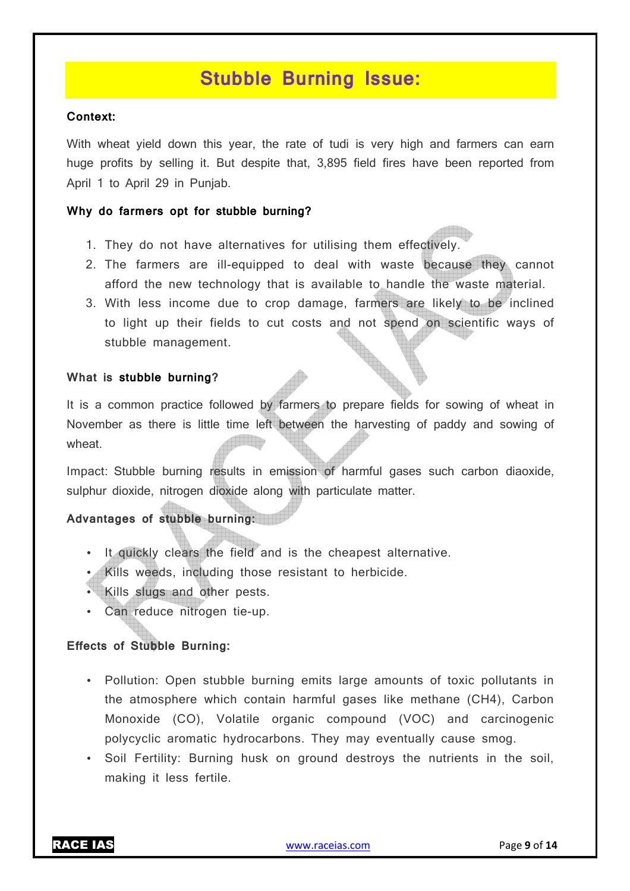# Stubble Burning Issue:

**Context:**

With wheat yield down this year, the rate of tudi is very high and farmers can earn huge profits by selling it. But despite that, 3,895 field fires have been reported from April 1 to April 29 in Punjab.

**Why do farmers opt for stubble burning?**

1. They do not have alternatives for utilising them effectively.
2. The farmers are ill-equipped to deal with waste because they cannot afford the new technology that is available to handle the waste material.
3. With less income due to crop damage, farmers are likely to be inclined to light up their fields to cut costs and not spend on scientific ways of stubble management.

**What is stubble burning?**

It is a common practice followed by farmers to prepare fields for sowing of wheat in November as there is little time left between the harvesting of paddy and sowing of wheat.

Impact: Stubble burning results in emission of harmful gases such carbon diaoxide, sulphur dioxide, nitrogen dioxide along with particulate matter.

**Advantages of stubble burning:**

- It quickly clears the field and is the cheapest alternative.
- Kills weeds, including those resistant to herbicide.
- Kills slugs and other pests.
- Can reduce nitrogen tie-up.

**Effects of Stubble Burning:**

- Pollution: Open stubble burning emits large amounts of toxic pollutants in the atmosphere which contain harmful gases like methane ($CH_4$), Carbon Monoxide (CO), Volatile organic compound (VOC) and carcinogenic polycyclic aromatic hydrocarbons. They may eventually cause smog.
- Soil Fertility: Burning husk on ground destroys the nutrients in the soil, making it less fertile.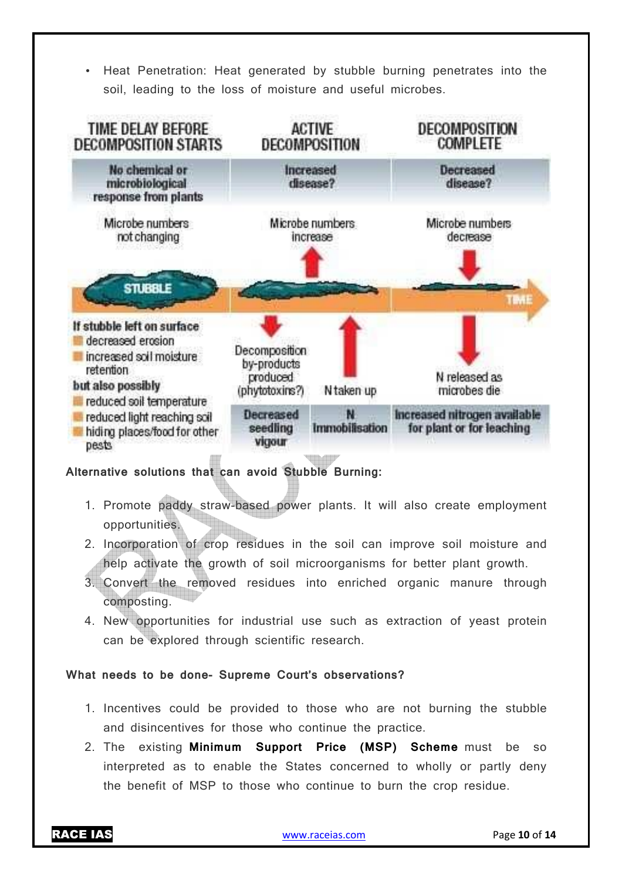- Heat Penetration: Heat generated by stubble burning penetrates into the soil, leading to the loss of moisture and useful microbes.

TIME DELAY BEFORE DECOMPOSITION STARTS

ACTIVE DECOMPOSITION

DECOMPOSITION COMPLETE

No chemical or microbiological response from plants

Increased disease?

Decreased disease?

Microbe numbers not changing

Microbe numbers increase

Microbe numbers decrease

STUBBLE

TIME

If stubble left on surface
- decreased erosion
- increased soil moisture retention

but also possibly
- reduced soil temperature
- reduced light reaching soil
- hiding places/food for other pests

Decomposition by-products produced (phytotoxins?)

N taken up

N released as microbes die

Decreased seedling vigour

N Immobilisation

Increased nitrogen available for plant or for leaching

**Alternative solutions that can avoid Stubble Burning:**

1. Promote paddy straw-based power plants. It will also create employment opportunities.
2. Incorporation of crop residues in the soil can improve soil moisture and help activate the growth of soil microorganisms for better plant growth.
3. Convert the removed residues into enriched organic manure through composting.
4. New opportunities for industrial use such as extraction of yeast protein can be explored through scientific research.

**What needs to be done- Supreme Court's observations?**

1. Incentives could be provided to those who are not burning the stubble and disincentives for those who continue the practice.
2. The existing **Minimum Support Price (MSP) Scheme** must be so interpreted as to enable the States concerned to wholly or partly deny the benefit of MSP to those who continue to burn the crop residue.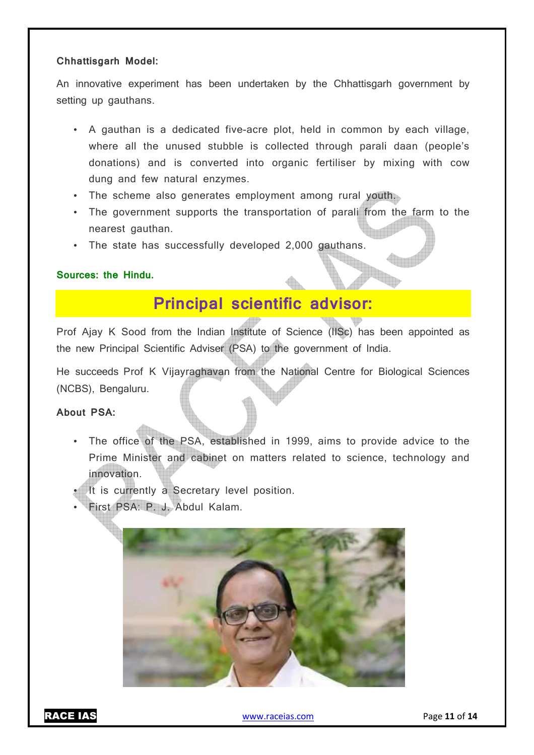**Chhattisgarh Model:**

An innovative experiment has been undertaken by the Chhattisgarh government by setting up gauthans.

- A gauthan is a dedicated five-acre plot, held in common by each village, where all the unused stubble is collected through parali daan (people's donations) and is converted into organic fertiliser by mixing with cow dung and few natural enzymes.
- The scheme also generates employment among rural youth.
- The government supports the transportation of parali from the farm to the nearest gauthan.
- The state has successfully developed 2,000 gauthans.

**Sources: the Hindu.**

## Principal scientific advisor:

Prof Ajay K Sood from the Indian Institute of Science (IISc) has been appointed as the new Principal Scientific Adviser (PSA) to the government of India.

He succeeds Prof K Vijayraghavan from the National Centre for Biological Sciences (NCBS), Bengaluru.

**About PSA:**

- The office of the PSA, established in 1999, aims to provide advice to the Prime Minister and cabinet on matters related to science, technology and innovation.
- It is currently a Secretary level position.
- First PSA: P. J. Abdul Kalam.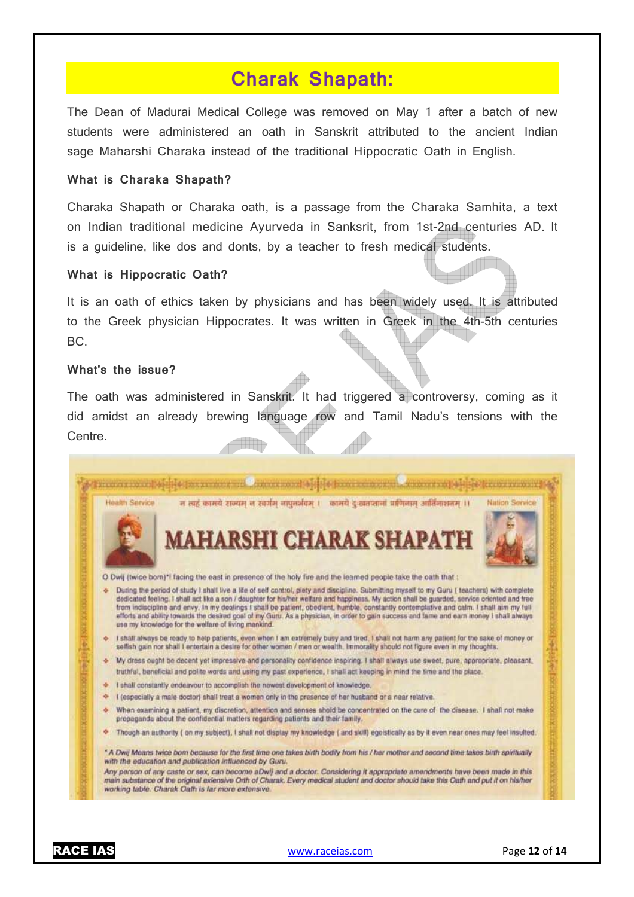# Charak Shapath:

The Dean of Madurai Medical College was removed on May 1 after a batch of new students were administered an oath in Sanskrit attributed to the ancient Indian sage Maharshi Charaka instead of the traditional Hippocratic Oath in English.

### What is Charaka Shapath?

Charaka Shapath or Charaka oath, is a passage from the Charaka Samhita, a text on Indian traditional medicine Ayurveda in Sanksrit, from 1st-2nd centuries AD. It is a guideline, like dos and donts, by a teacher to fresh medical students.

### What is Hippocratic Oath?

It is an oath of ethics taken by physicians and has been widely used. It is attributed to the Greek physician Hippocrates. It was written in Greek in the 4th-5th centuries BC.

### What's the issue?

The oath was administered in Sanskrit. It had triggered a controversy, coming as it did amidst an already brewing language row and Tamil Nadu's tensions with the Centre.

Health Service न त्वहं कामये राज्यम् न स्वर्गम् नापुनर्भवम् । कामये दुःखतप्तानां प्राणिनाम् आर्तिनाशनम् ।। Nation Service

## MAHARSHI CHARAK SHAPATH

O Dwij (twice born)*I facing the east in presence of the holy fire and the learned people take the oath that :

- During the period of study I shall live a life of self control, piety and discipline. Submitting myself to my Guru ( teachers) with complete dedicated feeling. I shall act like a son / daughter for his/her welfare and happiness. My action shall be guarded, service oriented and free from indiscipline and envy. In my dealings I shall be patient, obedient, humble, constantly contemplative and calm. I shall aim my full efforts and ability towards the desired goal of my Guru. As a physician, in order to gain success and fame and earn money I shall always use my knowledge for the welfare of living mankind.
- I shall always be ready to help patients, even when I am extremely busy and tired. I shall not harm any patient for the sake of money or selfish gain nor shall I entertain a desire for other women / men or wealth. Immorality should not figure even in my thoughts.
- My dress ought be decent yet impressive and personality confidence inspiring. I shall always use sweet, pure, appropriate, pleasant, truthful, beneficial and polite words and using my past experience, I shall act keeping in mind the time and the place.
- I shall constantly endeavour to accomplish the newest development of knowledge.
- I (especially a male doctor) shall treat a women only in the presence of her husband or a near relative.
- When examining a patient, my discretion, attention and senses shold be concentrated on the cure of the disease. I shall not make propaganda about the confidential matters regarding patients and their family.
- Though an authority ( on my subject), I shall not display my knowledge ( and skill) egoistically as by it even near ones may feel insulted.

*A Dwij Means twice born because for the first time one takes birth bodily from his / her mother and second time takes birth spiritually with the education and publication influenced by Guru.

Any person of any caste or sex, can become aDwij and a doctor. Considering it appropriate amendments have been made in this main substance of the original extensive Orth of Charak. Every medical student and doctor should take this Oath and put it on his/her working table. Charak Oath is far more extensive.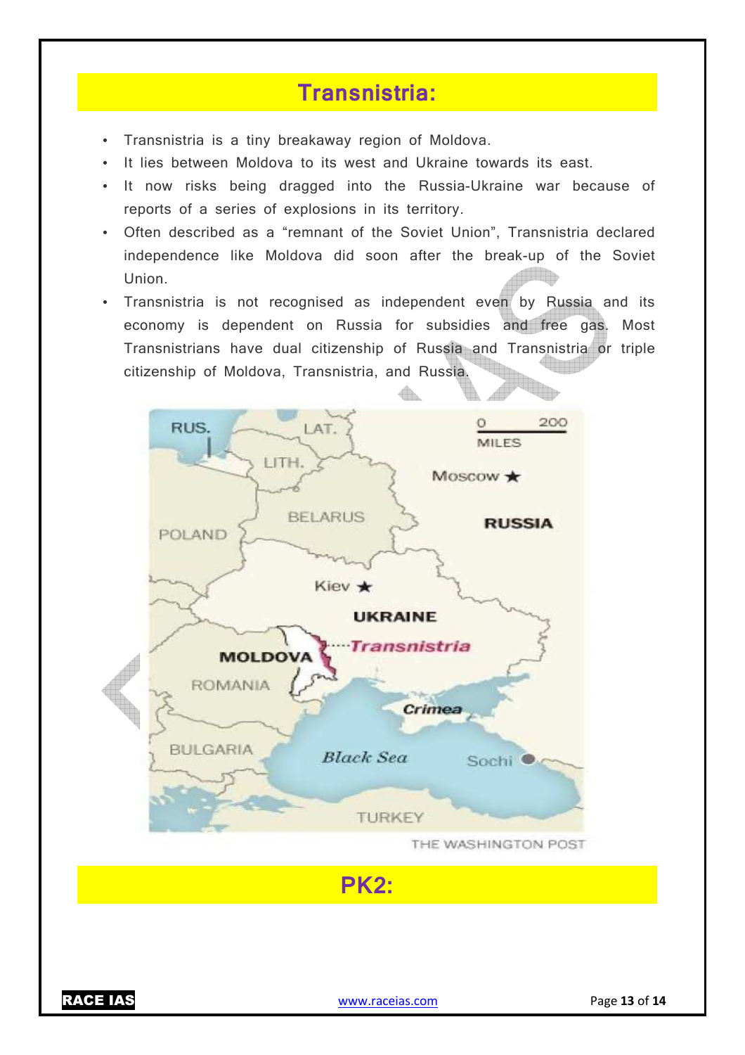# Transnistria:

- Transnistria is a tiny breakaway region of Moldova.
- It lies between Moldova to its west and Ukraine towards its east.
- It now risks being dragged into the Russia-Ukraine war because of reports of a series of explosions in its territory.
- Often described as a "remnant of the Soviet Union", Transnistria declared independence like Moldova did soon after the break-up of the Soviet Union.
- Transnistria is not recognised as independent even by Russia and its economy is dependent on Russia for subsidies and free gas. Most Transnistrians have dual citizenship of Russia and Transnistria or triple citizenship of Moldova, Transnistria, and Russia.

RUS.
LAT.
LITH.
0 200
MILES
Moscow
BELARUS
RUSSIA
POLAND
Kiev
UKRAINE
MOLDOVA
Transnistria
ROMANIA
Crimea
BULGARIA
Black Sea
Sochi
TURKEY
THE WASHINGTON POST

# PK2: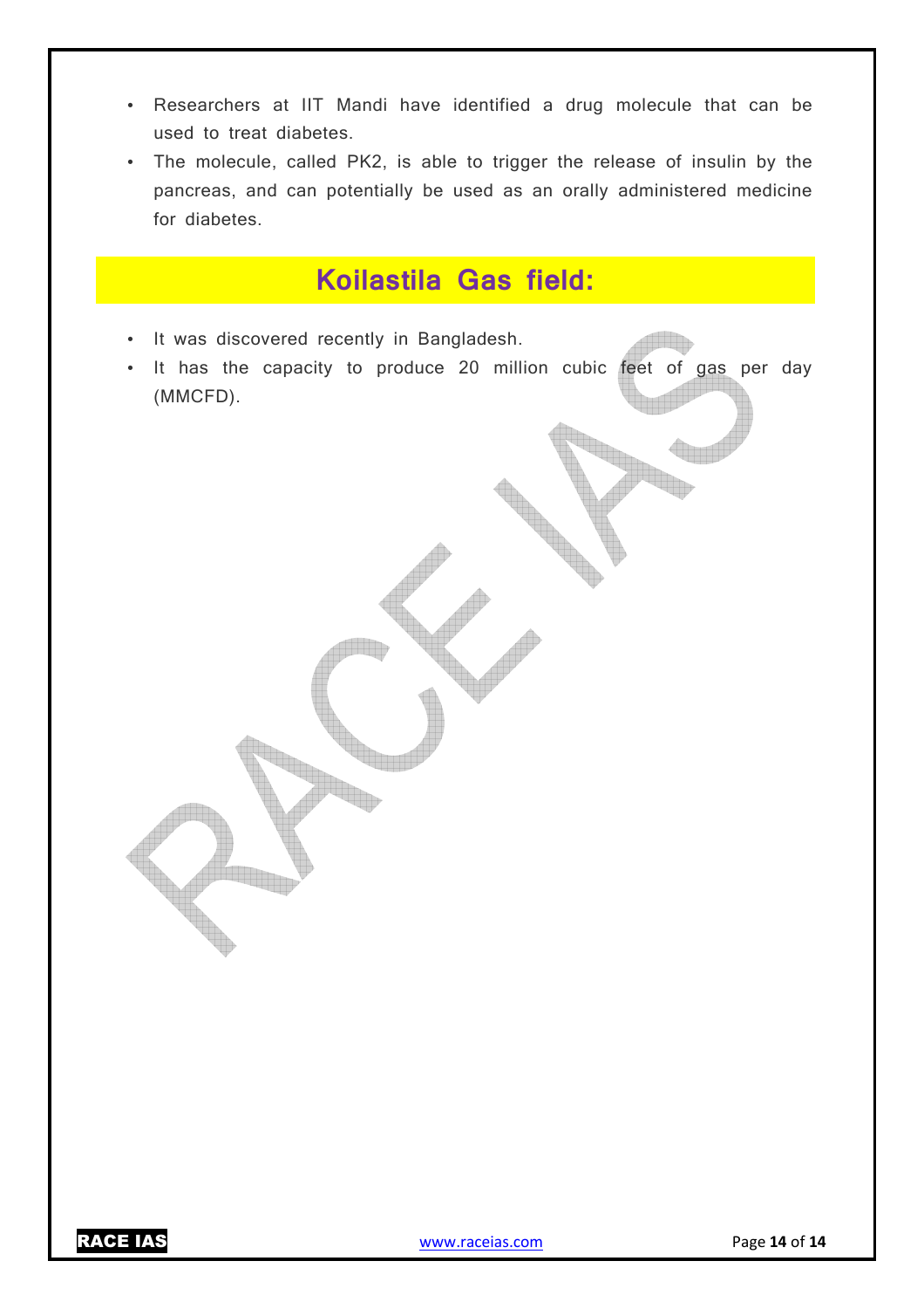- Researchers at IIT Mandi have identified a drug molecule that can be used to treat diabetes.
- The molecule, called PK2, is able to trigger the release of insulin by the pancreas, and can potentially be used as an orally administered medicine for diabetes.

## Koilastila Gas field:

- It was discovered recently in Bangladesh.
- It has the capacity to produce 20 million cubic feet of gas per day (MMCFD).